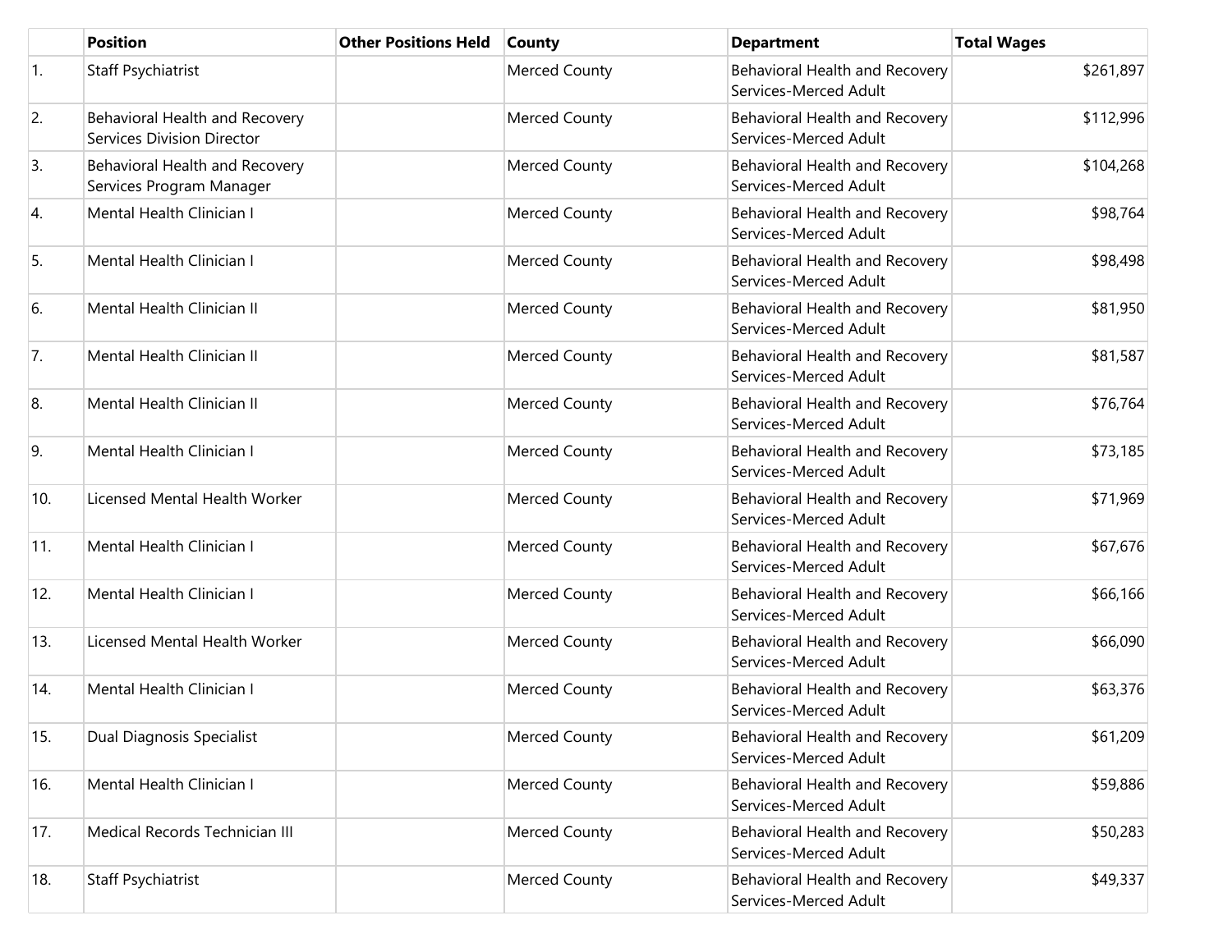| | Position | Other Positions Held | County | Department | Total Wages |
|---|---|---|---|---|---|
| 1. | Staff Psychiatrist | | Merced County | Behavioral Health and Recovery Services-Merced Adult | $261,897 |
| 2. | Behavioral Health and Recovery Services Division Director | | Merced County | Behavioral Health and Recovery Services-Merced Adult | $112,996 |
| 3. | Behavioral Health and Recovery Services Program Manager | | Merced County | Behavioral Health and Recovery Services-Merced Adult | $104,268 |
| 4. | Mental Health Clinician I | | Merced County | Behavioral Health and Recovery Services-Merced Adult | $98,764 |
| 5. | Mental Health Clinician I | | Merced County | Behavioral Health and Recovery Services-Merced Adult | $98,498 |
| 6. | Mental Health Clinician II | | Merced County | Behavioral Health and Recovery Services-Merced Adult | $81,950 |
| 7. | Mental Health Clinician II | | Merced County | Behavioral Health and Recovery Services-Merced Adult | $81,587 |
| 8. | Mental Health Clinician II | | Merced County | Behavioral Health and Recovery Services-Merced Adult | $76,764 |
| 9. | Mental Health Clinician I | | Merced County | Behavioral Health and Recovery Services-Merced Adult | $73,185 |
| 10. | Licensed Mental Health Worker | | Merced County | Behavioral Health and Recovery Services-Merced Adult | $71,969 |
| 11. | Mental Health Clinician I | | Merced County | Behavioral Health and Recovery Services-Merced Adult | $67,676 |
| 12. | Mental Health Clinician I | | Merced County | Behavioral Health and Recovery Services-Merced Adult | $66,166 |
| 13. | Licensed Mental Health Worker | | Merced County | Behavioral Health and Recovery Services-Merced Adult | $66,090 |
| 14. | Mental Health Clinician I | | Merced County | Behavioral Health and Recovery Services-Merced Adult | $63,376 |
| 15. | Dual Diagnosis Specialist | | Merced County | Behavioral Health and Recovery Services-Merced Adult | $61,209 |
| 16. | Mental Health Clinician I | | Merced County | Behavioral Health and Recovery Services-Merced Adult | $59,886 |
| 17. | Medical Records Technician III | | Merced County | Behavioral Health and Recovery Services-Merced Adult | $50,283 |
| 18. | Staff Psychiatrist | | Merced County | Behavioral Health and Recovery Services-Merced Adult | $49,337 |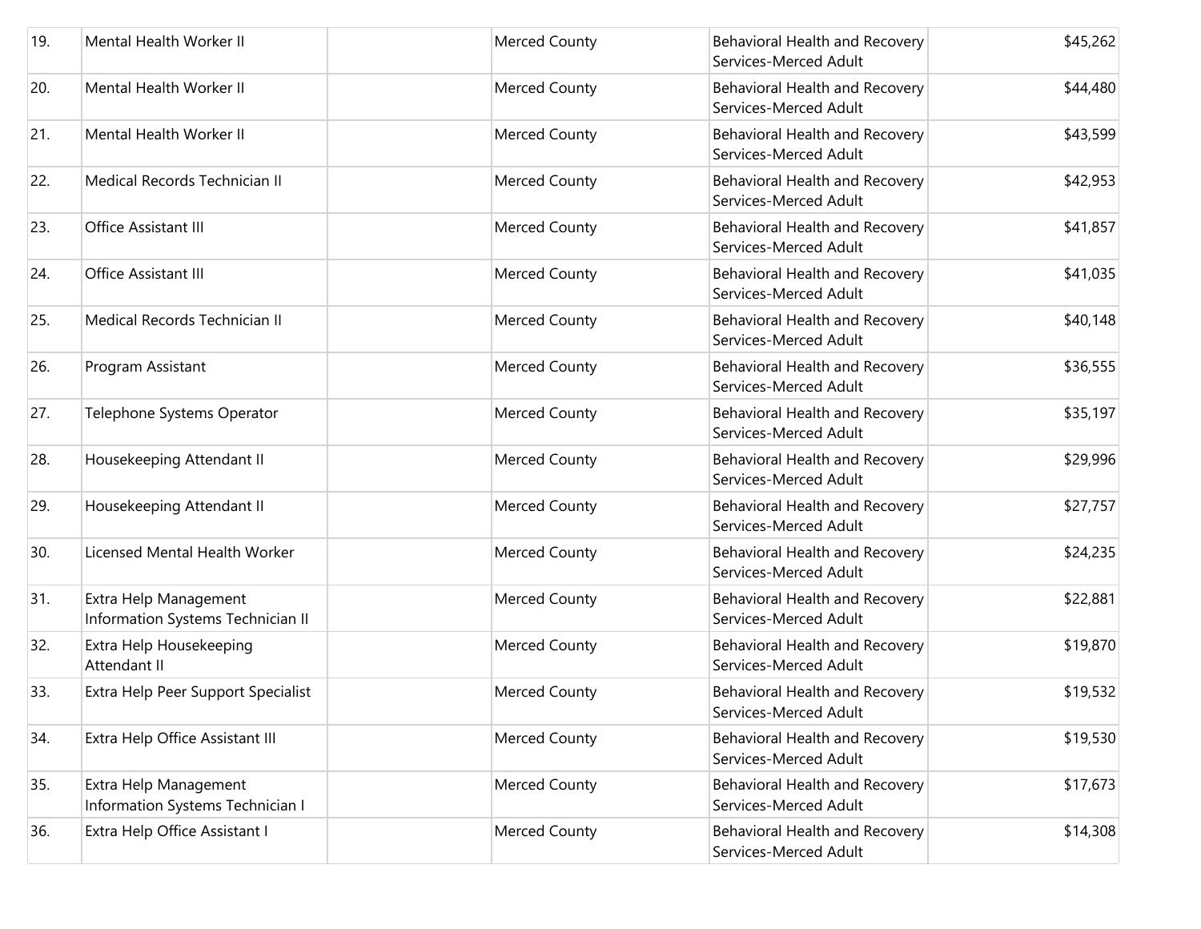| | | | | | |
|---|---|---|---|---|---|
| 19. | Mental Health Worker II | | Merced County | Behavioral Health and Recovery Services-Merced Adult | $45,262 |
| 20. | Mental Health Worker II | | Merced County | Behavioral Health and Recovery Services-Merced Adult | $44,480 |
| 21. | Mental Health Worker II | | Merced County | Behavioral Health and Recovery Services-Merced Adult | $43,599 |
| 22. | Medical Records Technician II | | Merced County | Behavioral Health and Recovery Services-Merced Adult | $42,953 |
| 23. | Office Assistant III | | Merced County | Behavioral Health and Recovery Services-Merced Adult | $41,857 |
| 24. | Office Assistant III | | Merced County | Behavioral Health and Recovery Services-Merced Adult | $41,035 |
| 25. | Medical Records Technician II | | Merced County | Behavioral Health and Recovery Services-Merced Adult | $40,148 |
| 26. | Program Assistant | | Merced County | Behavioral Health and Recovery Services-Merced Adult | $36,555 |
| 27. | Telephone Systems Operator | | Merced County | Behavioral Health and Recovery Services-Merced Adult | $35,197 |
| 28. | Housekeeping Attendant II | | Merced County | Behavioral Health and Recovery Services-Merced Adult | $29,996 |
| 29. | Housekeeping Attendant II | | Merced County | Behavioral Health and Recovery Services-Merced Adult | $27,757 |
| 30. | Licensed Mental Health Worker | | Merced County | Behavioral Health and Recovery Services-Merced Adult | $24,235 |
| 31. | Extra Help Management Information Systems Technician II | | Merced County | Behavioral Health and Recovery Services-Merced Adult | $22,881 |
| 32. | Extra Help Housekeeping Attendant II | | Merced County | Behavioral Health and Recovery Services-Merced Adult | $19,870 |
| 33. | Extra Help Peer Support Specialist | | Merced County | Behavioral Health and Recovery Services-Merced Adult | $19,532 |
| 34. | Extra Help Office Assistant III | | Merced County | Behavioral Health and Recovery Services-Merced Adult | $19,530 |
| 35. | Extra Help Management Information Systems Technician I | | Merced County | Behavioral Health and Recovery Services-Merced Adult | $17,673 |
| 36. | Extra Help Office Assistant I | | Merced County | Behavioral Health and Recovery Services-Merced Adult | $14,308 |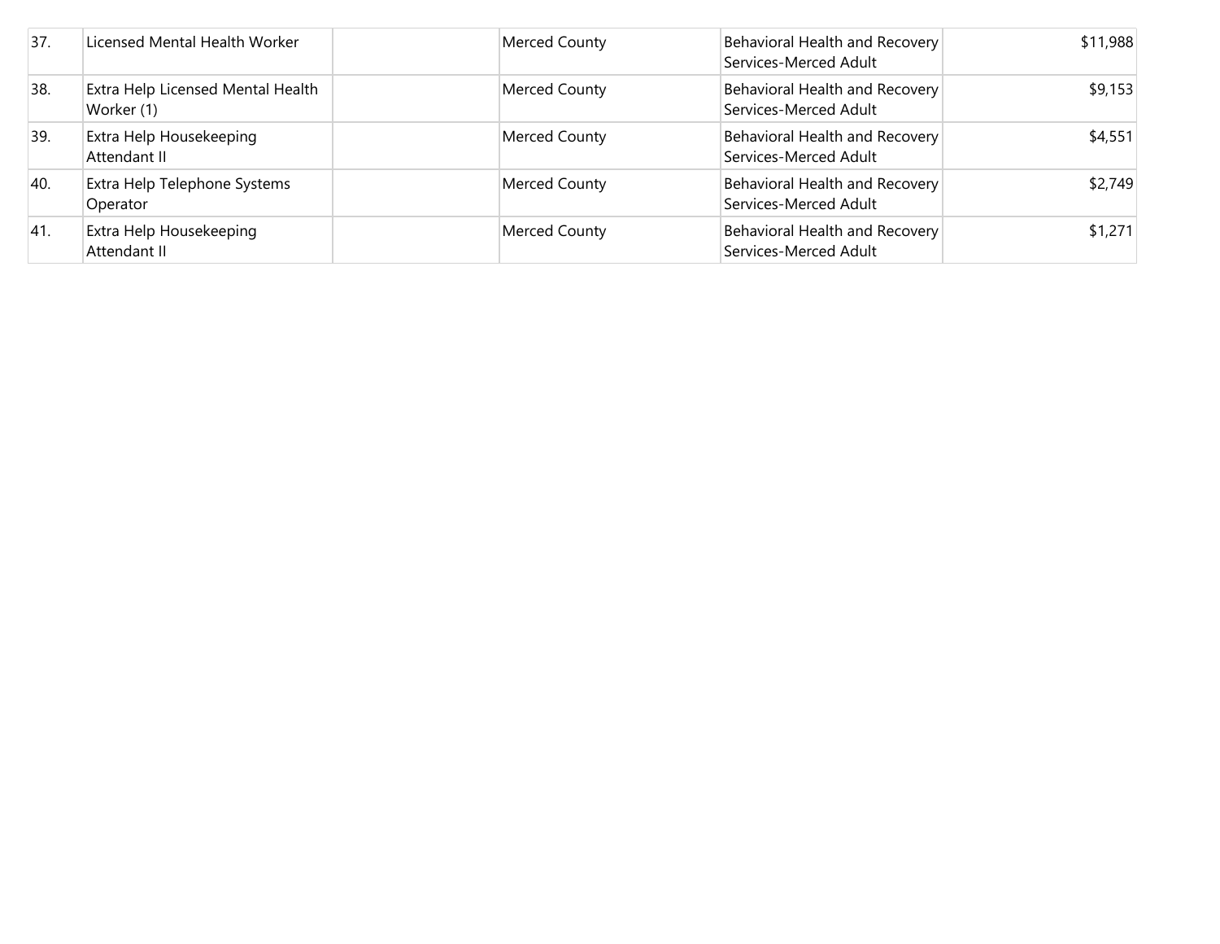| | | | | | |
|---|---|---|---|---|---|
| 37. | Licensed Mental Health Worker | | Merced County | Behavioral Health and Recovery Services-Merced Adult | $11,988 |
| 38. | Extra Help Licensed Mental Health Worker (1) | | Merced County | Behavioral Health and Recovery Services-Merced Adult | $9,153 |
| 39. | Extra Help Housekeeping Attendant II | | Merced County | Behavioral Health and Recovery Services-Merced Adult | $4,551 |
| 40. | Extra Help Telephone Systems Operator | | Merced County | Behavioral Health and Recovery Services-Merced Adult | $2,749 |
| 41. | Extra Help Housekeeping Attendant II | | Merced County | Behavioral Health and Recovery Services-Merced Adult | $1,271 |